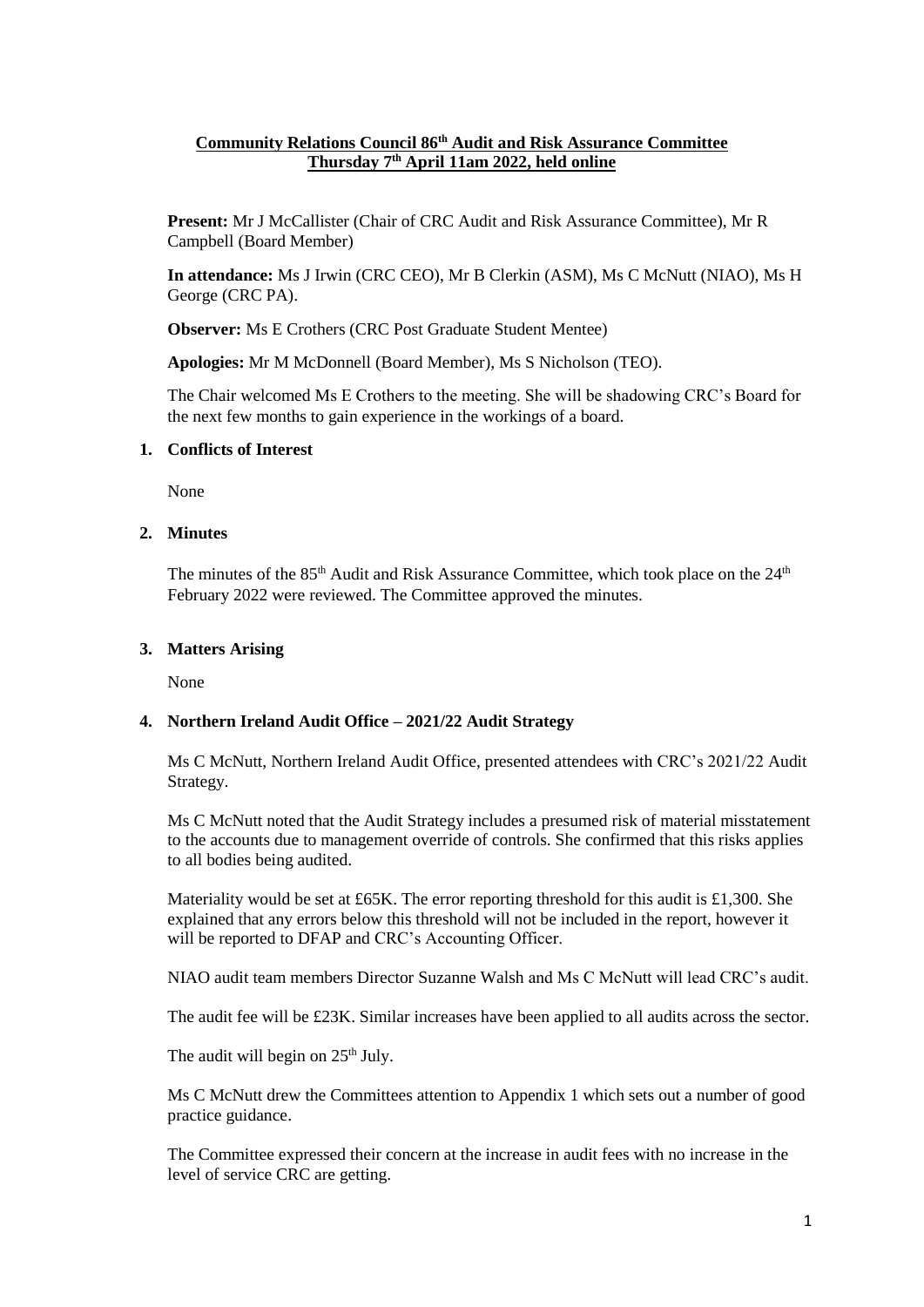# Community Relations Council 86th Audit and Risk Assurance Committee
## Thursday 7th April 11am 2022, held online

**Present:** Mr J McCallister (Chair of CRC Audit and Risk Assurance Committee), Mr R Campbell (Board Member)

**In attendance:** Ms J Irwin (CRC CEO), Mr B Clerkin (ASM), Ms C McNutt (NIAO), Ms H George (CRC PA).

**Observer:** Ms E Crothers (CRC Post Graduate Student Mentee)

**Apologies:** Mr M McDonnell (Board Member), Ms S Nicholson (TEO).

The Chair welcomed Ms E Crothers to the meeting. She will be shadowing CRC's Board for the next few months to gain experience in the workings of a board.

### 1. Conflicts of Interest

None

### 2. Minutes

The minutes of the 85th Audit and Risk Assurance Committee, which took place on the 24th February 2022 were reviewed. The Committee approved the minutes.

### 3. Matters Arising

None

### 4. Northern Ireland Audit Office – 2021/22 Audit Strategy

Ms C McNutt, Northern Ireland Audit Office, presented attendees with CRC's 2021/22 Audit Strategy.

Ms C McNutt noted that the Audit Strategy includes a presumed risk of material misstatement to the accounts due to management override of controls. She confirmed that this risks applies to all bodies being audited.

Materiality would be set at £65K. The error reporting threshold for this audit is £1,300. She explained that any errors below this threshold will not be included in the report, however it will be reported to DFAP and CRC's Accounting Officer.

NIAO audit team members Director Suzanne Walsh and Ms C McNutt will lead CRC's audit.

The audit fee will be £23K. Similar increases have been applied to all audits across the sector.

The audit will begin on 25th July.

Ms C McNutt drew the Committees attention to Appendix 1 which sets out a number of good practice guidance.

The Committee expressed their concern at the increase in audit fees with no increase in the level of service CRC are getting.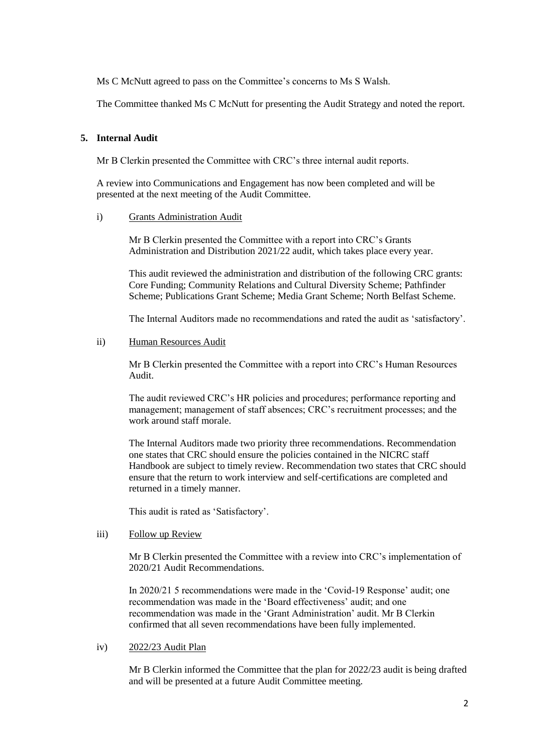Ms C McNutt agreed to pass on the Committee's concerns to Ms S Walsh.

The Committee thanked Ms C McNutt for presenting the Audit Strategy and noted the report.

## 5. Internal Audit

Mr B Clerkin presented the Committee with CRC's three internal audit reports.

A review into Communications and Engagement has now been completed and will be presented at the next meeting of the Audit Committee.

### i) Grants Administration Audit

Mr B Clerkin presented the Committee with a report into CRC's Grants Administration and Distribution 2021/22 audit, which takes place every year.

This audit reviewed the administration and distribution of the following CRC grants: Core Funding; Community Relations and Cultural Diversity Scheme; Pathfinder Scheme; Publications Grant Scheme; Media Grant Scheme; North Belfast Scheme.

The Internal Auditors made no recommendations and rated the audit as 'satisfactory'.

### ii) Human Resources Audit

Mr B Clerkin presented the Committee with a report into CRC's Human Resources Audit.

The audit reviewed CRC's HR policies and procedures; performance reporting and management; management of staff absences; CRC's recruitment processes; and the work around staff morale.

The Internal Auditors made two priority three recommendations. Recommendation one states that CRC should ensure the policies contained in the NICRC staff Handbook are subject to timely review. Recommendation two states that CRC should ensure that the return to work interview and self-certifications are completed and returned in a timely manner.

This audit is rated as 'Satisfactory'.

### iii) Follow up Review

Mr B Clerkin presented the Committee with a review into CRC's implementation of 2020/21 Audit Recommendations.

In 2020/21 5 recommendations were made in the 'Covid-19 Response' audit; one recommendation was made in the 'Board effectiveness' audit; and one recommendation was made in the 'Grant Administration' audit. Mr B Clerkin confirmed that all seven recommendations have been fully implemented.

### iv) 2022/23 Audit Plan

Mr B Clerkin informed the Committee that the plan for 2022/23 audit is being drafted and will be presented at a future Audit Committee meeting.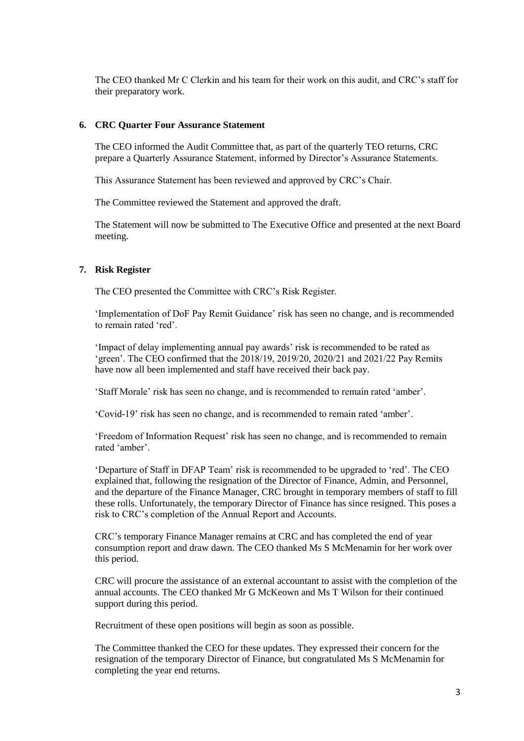The CEO thanked Mr C Clerkin and his team for their work on this audit, and CRC's staff for their preparatory work.

**6. CRC Quarter Four Assurance Statement**

The CEO informed the Audit Committee that, as part of the quarterly TEO returns, CRC prepare a Quarterly Assurance Statement, informed by Director's Assurance Statements.

This Assurance Statement has been reviewed and approved by CRC's Chair.

The Committee reviewed the Statement and approved the draft.

The Statement will now be submitted to The Executive Office and presented at the next Board meeting.

**7. Risk Register**

The CEO presented the Committee with CRC's Risk Register.

'Implementation of DoF Pay Remit Guidance' risk has seen no change, and is recommended to remain rated 'red'.

'Impact of delay implementing annual pay awards' risk is recommended to be rated as 'green'. The CEO confirmed that the 2018/19, 2019/20, 2020/21 and 2021/22 Pay Remits have now all been implemented and staff have received their back pay.

'Staff Morale' risk has seen no change, and is recommended to remain rated 'amber'.

'Covid-19' risk has seen no change, and is recommended to remain rated 'amber'.

'Freedom of Information Request' risk has seen no change, and is recommended to remain rated 'amber'.

'Departure of Staff in DFAP Team' risk is recommended to be upgraded to 'red'. The CEO explained that, following the resignation of the Director of Finance, Admin, and Personnel, and the departure of the Finance Manager, CRC brought in temporary members of staff to fill these rolls. Unfortunately, the temporary Director of Finance has since resigned. This poses a risk to CRC's completion of the Annual Report and Accounts.

CRC's temporary Finance Manager remains at CRC and has completed the end of year consumption report and draw dawn. The CEO thanked Ms S McMenamin for her work over this period.

CRC will procure the assistance of an external accountant to assist with the completion of the annual accounts. The CEO thanked Mr G McKeown and Ms T Wilson for their continued support during this period.

Recruitment of these open positions will begin as soon as possible.

The Committee thanked the CEO for these updates. They expressed their concern for the resignation of the temporary Director of Finance, but congratulated Ms S McMenamin for completing the year end returns.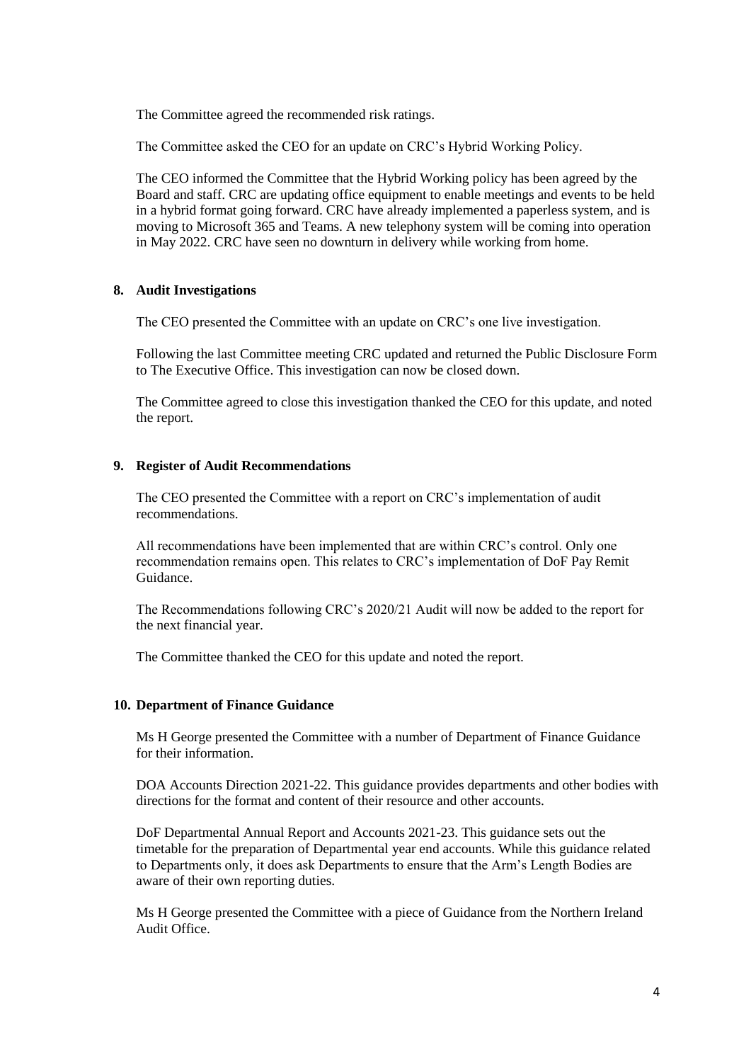The Committee agreed the recommended risk ratings.

The Committee asked the CEO for an update on CRC's Hybrid Working Policy.

The CEO informed the Committee that the Hybrid Working policy has been agreed by the Board and staff. CRC are updating office equipment to enable meetings and events to be held in a hybrid format going forward. CRC have already implemented a paperless system, and is moving to Microsoft 365 and Teams. A new telephony system will be coming into operation in May 2022. CRC have seen no downturn in delivery while working from home.

## 8. Audit Investigations

The CEO presented the Committee with an update on CRC's one live investigation.

Following the last Committee meeting CRC updated and returned the Public Disclosure Form to The Executive Office. This investigation can now be closed down.

The Committee agreed to close this investigation thanked the CEO for this update, and noted the report.

## 9. Register of Audit Recommendations

The CEO presented the Committee with a report on CRC's implementation of audit recommendations.

All recommendations have been implemented that are within CRC's control. Only one recommendation remains open. This relates to CRC's implementation of DoF Pay Remit Guidance.

The Recommendations following CRC's 2020/21 Audit will now be added to the report for the next financial year.

The Committee thanked the CEO for this update and noted the report.

## 10. Department of Finance Guidance

Ms H George presented the Committee with a number of Department of Finance Guidance for their information.

DOA Accounts Direction 2021-22. This guidance provides departments and other bodies with directions for the format and content of their resource and other accounts.

DoF Departmental Annual Report and Accounts 2021-23. This guidance sets out the timetable for the preparation of Departmental year end accounts. While this guidance related to Departments only, it does ask Departments to ensure that the Arm's Length Bodies are aware of their own reporting duties.

Ms H George presented the Committee with a piece of Guidance from the Northern Ireland Audit Office.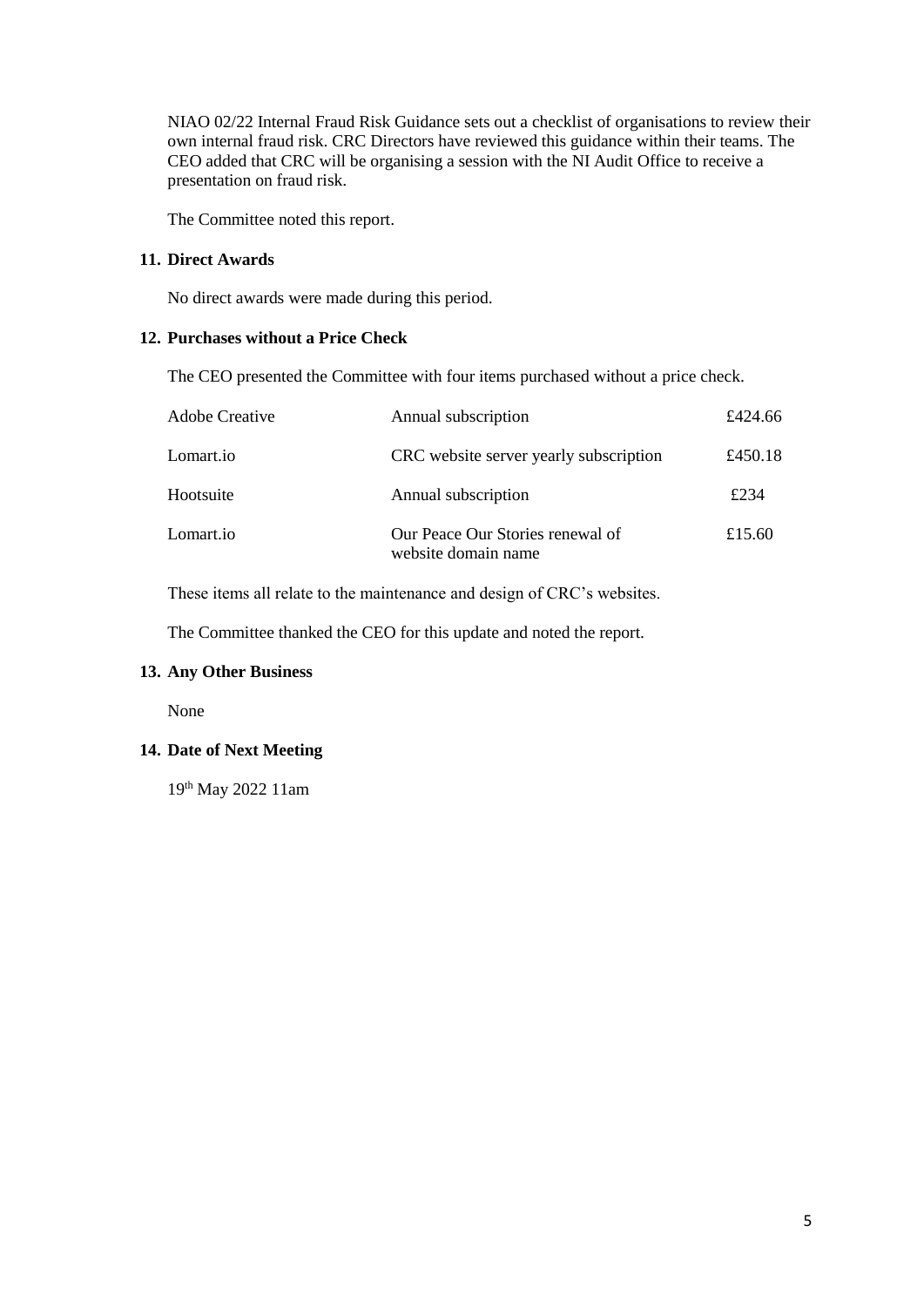NIAO 02/22 Internal Fraud Risk Guidance sets out a checklist of organisations to review their own internal fraud risk. CRC Directors have reviewed this guidance within their teams. The CEO added that CRC will be organising a session with the NI Audit Office to receive a presentation on fraud risk.

The Committee noted this report.

**11. Direct Awards**

No direct awards were made during this period.

**12. Purchases without a Price Check**

The CEO presented the Committee with four items purchased without a price check.

| | | |
|---|---|---|
| Adobe Creative | Annual subscription | £424.66 |
| Lomart.io | CRC website server yearly subscription | £450.18 |
| Hootsuite | Annual subscription | £234 |
| Lomart.io | Our Peace Our Stories renewal of website domain name | £15.60 |

These items all relate to the maintenance and design of CRC's websites.

The Committee thanked the CEO for this update and noted the report.

**13. Any Other Business**

None

**14. Date of Next Meeting**

19th May 2022 11am